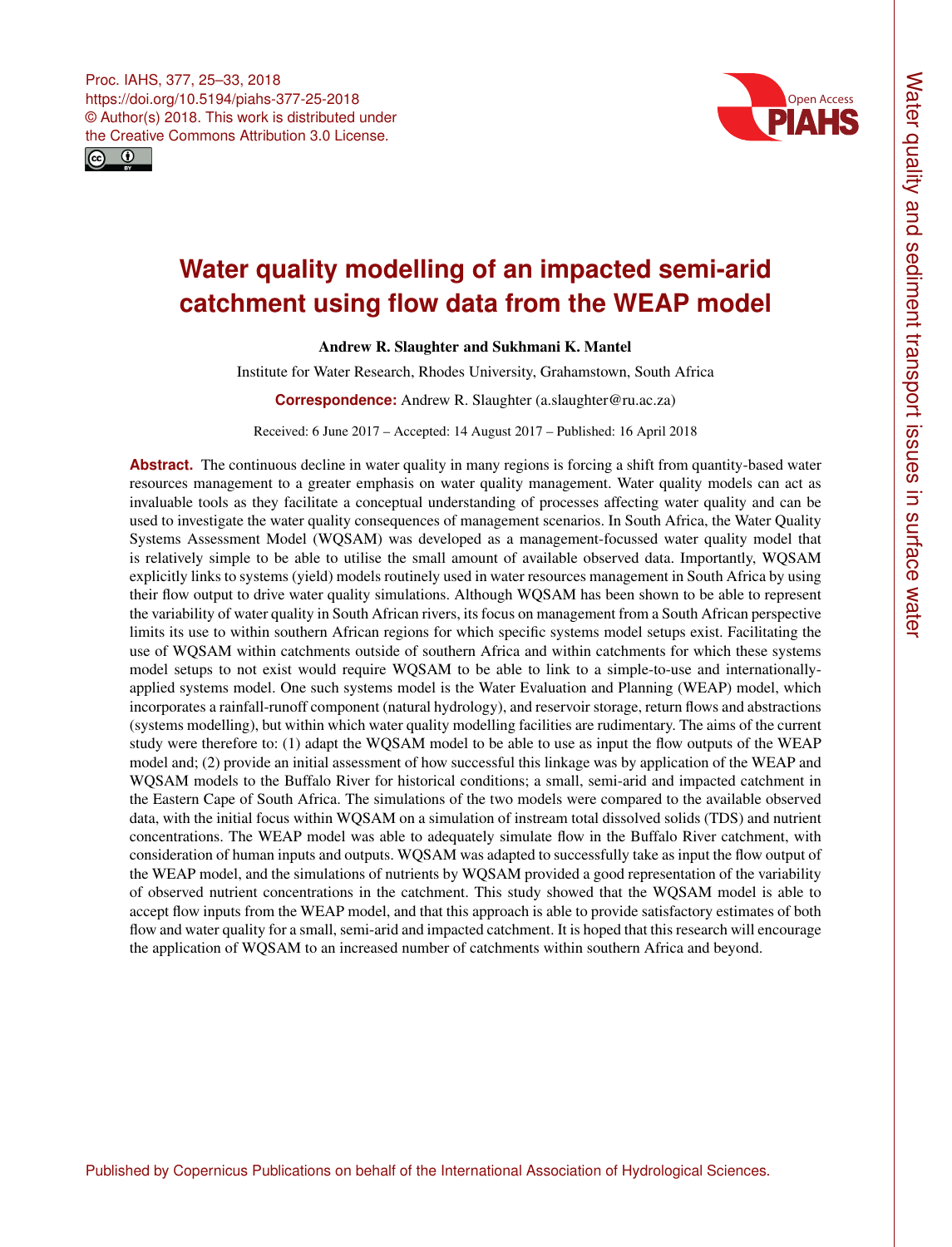# Water quality modelling of an impacted semi-arid catchment using flow data from the WEAP model

**Andrew R. Slaughter and Sukhmani K. Mantel**

Institute for Water Research, Rhodes University, Grahamstown, South Africa

**Correspondence:** Andrew R. Slaughter (a.slaughter@ru.ac.za)

Received: 6 June 2017 – Accepted: 14 August 2017 – Published: 16 April 2018

**Abstract.** The continuous decline in water quality in many regions is forcing a shift from quantity-based water resources management to a greater emphasis on water quality management. Water quality models can act as invaluable tools as they facilitate a conceptual understanding of processes affecting water quality and can be used to investigate the water quality consequences of management scenarios. In South Africa, the Water Quality Systems Assessment Model (WQSAM) was developed as a management-focussed water quality model that is relatively simple to be able to utilise the small amount of available observed data. Importantly, WQSAM explicitly links to systems (yield) models routinely used in water resources management in South Africa by using their flow output to drive water quality simulations. Although WQSAM has been shown to be able to represent the variability of water quality in South African rivers, its focus on management from a South African perspective limits its use to within southern African regions for which specific systems model setups exist. Facilitating the use of WQSAM within catchments outside of southern Africa and within catchments for which these systems model setups to not exist would require WQSAM to be able to link to a simple-to-use and internationally-applied systems model. One such systems model is the Water Evaluation and Planning (WEAP) model, which incorporates a rainfall-runoff component (natural hydrology), and reservoir storage, return flows and abstractions (systems modelling), but within which water quality modelling facilities are rudimentary. The aims of the current study were therefore to: (1) adapt the WQSAM model to be able to use as input the flow outputs of the WEAP model and; (2) provide an initial assessment of how successful this linkage was by application of the WEAP and WQSAM models to the Buffalo River for historical conditions; a small, semi-arid and impacted catchment in the Eastern Cape of South Africa. The simulations of the two models were compared to the available observed data, with the initial focus within WQSAM on a simulation of instream total dissolved solids (TDS) and nutrient concentrations. The WEAP model was able to adequately simulate flow in the Buffalo River catchment, with consideration of human inputs and outputs. WQSAM was adapted to successfully take as input the flow output of the WEAP model, and the simulations of nutrients by WQSAM provided a good representation of the variability of observed nutrient concentrations in the catchment. This study showed that the WQSAM model is able to accept flow inputs from the WEAP model, and that this approach is able to provide satisfactory estimates of both flow and water quality for a small, semi-arid and impacted catchment. It is hoped that this research will encourage the application of WQSAM to an increased number of catchments within southern Africa and beyond.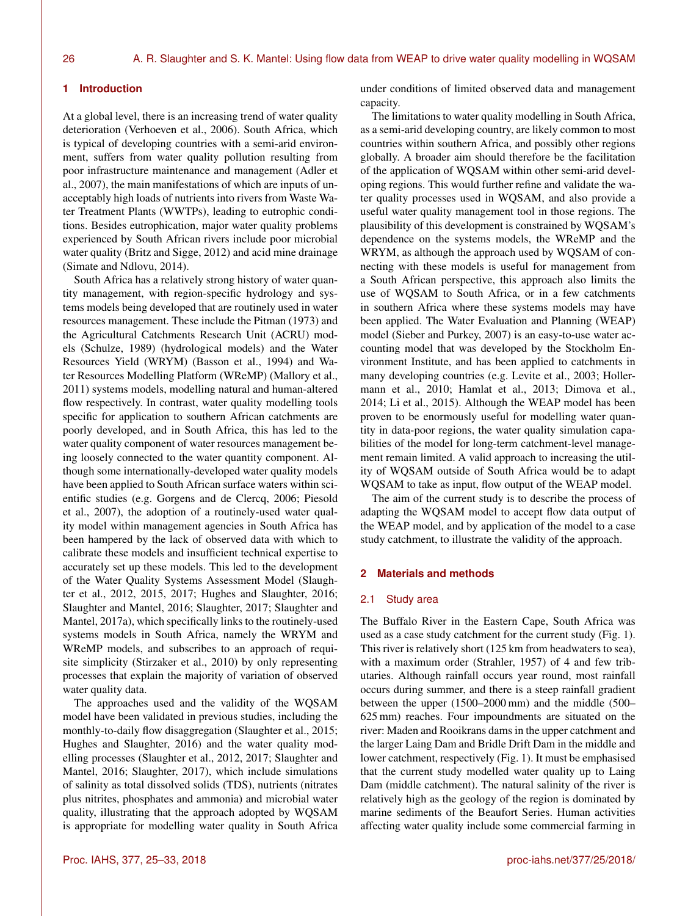## 1 Introduction

At a global level, there is an increasing trend of water quality deterioration (Verhoeven et al., 2006). South Africa, which is typical of developing countries with a semi-arid environment, suffers from water quality pollution resulting from poor infrastructure maintenance and management (Adler et al., 2007), the main manifestations of which are inputs of unacceptably high loads of nutrients into rivers from Waste Water Treatment Plants (WWTPs), leading to eutrophic conditions. Besides eutrophication, major water quality problems experienced by South African rivers include poor microbial water quality (Britz and Sigge, 2012) and acid mine drainage (Simate and Ndlovu, 2014).

South Africa has a relatively strong history of water quantity management, with region-specific hydrology and systems models being developed that are routinely used in water resources management. These include the Pitman (1973) and the Agricultural Catchments Research Unit (ACRU) models (Schulze, 1989) (hydrological models) and the Water Resources Yield (WRYM) (Basson et al., 1994) and Water Resources Modelling Platform (WReMP) (Mallory et al., 2011) systems models, modelling natural and human-altered flow respectively. In contrast, water quality modelling tools specific for application to southern African catchments are poorly developed, and in South Africa, this has led to the water quality component of water resources management being loosely connected to the water quantity component. Although some internationally-developed water quality models have been applied to South African surface waters within scientific studies (e.g. Gorgens and de Clercq, 2006; Piesold et al., 2007), the adoption of a routinely-used water quality model within management agencies in South Africa has been hampered by the lack of observed data with which to calibrate these models and insufficient technical expertise to accurately set up these models. This led to the development of the Water Quality Systems Assessment Model (Slaughter et al., 2012, 2015, 2017; Hughes and Slaughter, 2016; Slaughter and Mantel, 2016; Slaughter, 2017; Slaughter and Mantel, 2017a), which specifically links to the routinely-used systems models in South Africa, namely the WRYM and WReMP models, and subscribes to an approach of requisite simplicity (Stirzaker et al., 2010) by only representing processes that explain the majority of variation of observed water quality data.

The approaches used and the validity of the WQSAM model have been validated in previous studies, including the monthly-to-daily flow disaggregation (Slaughter et al., 2015; Hughes and Slaughter, 2016) and the water quality modelling processes (Slaughter et al., 2012, 2017; Slaughter and Mantel, 2016; Slaughter, 2017), which include simulations of salinity as total dissolved solids (TDS), nutrients (nitrates plus nitrites, phosphates and ammonia) and microbial water quality, illustrating that the approach adopted by WQSAM is appropriate for modelling water quality in South Africa under conditions of limited observed data and management capacity.

The limitations to water quality modelling in South Africa, as a semi-arid developing country, are likely common to most countries within southern Africa, and possibly other regions globally. A broader aim should therefore be the facilitation of the application of WQSAM within other semi-arid developing regions. This would further refine and validate the water quality processes used in WQSAM, and also provide a useful water quality management tool in those regions. The plausibility of this development is constrained by WQSAM's dependence on the systems models, the WReMP and the WRYM, as although the approach used by WQSAM of connecting with these models is useful for management from a South African perspective, this approach also limits the use of WQSAM to South Africa, or in a few catchments in southern Africa where these systems models may have been applied. The Water Evaluation and Planning (WEAP) model (Sieber and Purkey, 2007) is an easy-to-use water accounting model that was developed by the Stockholm Environment Institute, and has been applied to catchments in many developing countries (e.g. Levite et al., 2003; Hollermann et al., 2010; Hamlat et al., 2013; Dimova et al., 2014; Li et al., 2015). Although the WEAP model has been proven to be enormously useful for modelling water quantity in data-poor regions, the water quality simulation capabilities of the model for long-term catchment-level management remain limited. A valid approach to increasing the utility of WQSAM outside of South Africa would be to adapt WQSAM to take as input, flow output of the WEAP model.

The aim of the current study is to describe the process of adapting the WQSAM model to accept flow data output of the WEAP model, and by application of the model to a case study catchment, to illustrate the validity of the approach.

## 2 Materials and methods

### 2.1 Study area

The Buffalo River in the Eastern Cape, South Africa was used as a case study catchment for the current study (Fig. 1). This river is relatively short (125 km from headwaters to sea), with a maximum order (Strahler, 1957) of 4 and few tributaries. Although rainfall occurs year round, most rainfall occurs during summer, and there is a steep rainfall gradient between the upper (1500–2000 mm) and the middle (500–625 mm) reaches. Four impoundments are situated on the river: Maden and Rooikrans dams in the upper catchment and the larger Laing Dam and Bridle Drift Dam in the middle and lower catchment, respectively (Fig. 1). It must be emphasised that the current study modelled water quality up to Laing Dam (middle catchment). The natural salinity of the river is relatively high as the geology of the region is dominated by marine sediments of the Beaufort Series. Human activities affecting water quality include some commercial farming in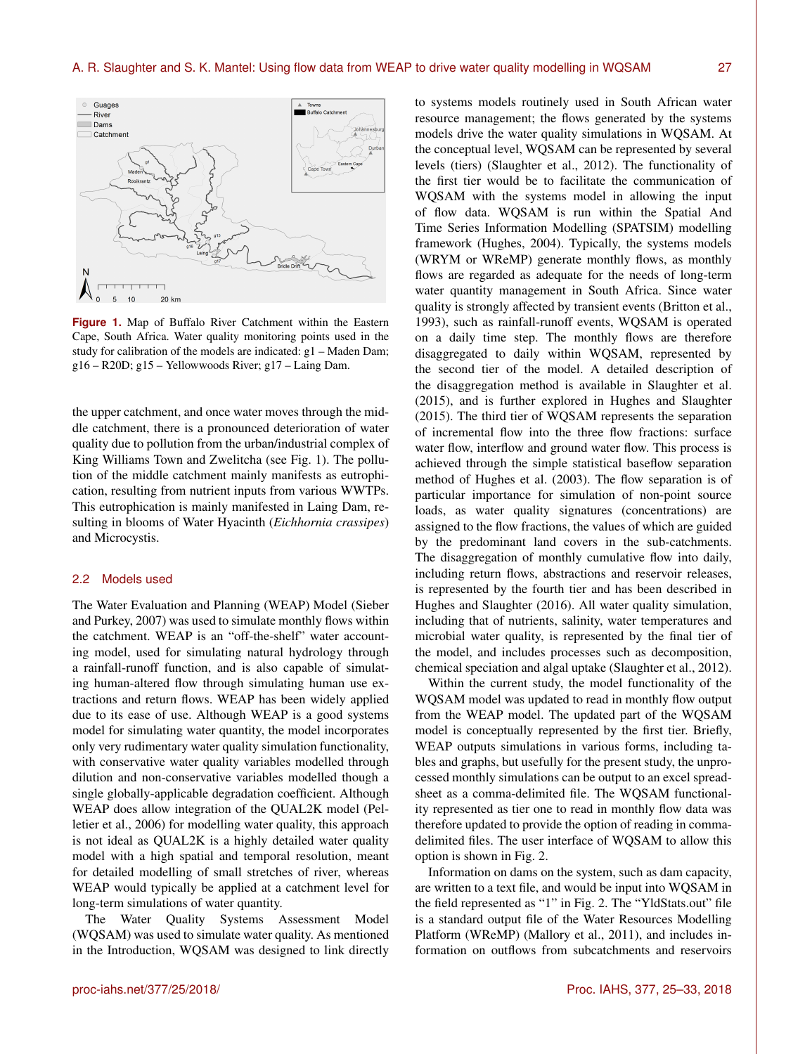Figure 1. Map of Buffalo River Catchment within the Eastern Cape, South Africa. Water quality monitoring points used in the study for calibration of the models are indicated: g1 – Maden Dam; g16 – R20D; g15 – Yellowwoods River; g17 – Laing Dam.

the upper catchment, and once water moves through the middle catchment, there is a pronounced deterioration of water quality due to pollution from the urban/industrial complex of King Williams Town and Zwelitcha (see Fig. 1). The pollution of the middle catchment mainly manifests as eutrophication, resulting from nutrient inputs from various WWTPs. This eutrophication is mainly manifested in Laing Dam, resulting in blooms of Water Hyacinth (*Eichhornia crassipes*) and Microcystis.

### 2.2 Models used

The Water Evaluation and Planning (WEAP) Model (Sieber and Purkey, 2007) was used to simulate monthly flows within the catchment. WEAP is an "off-the-shelf" water accounting model, used for simulating natural hydrology through a rainfall-runoff function, and is also capable of simulating human-altered flow through simulating human use extractions and return flows. WEAP has been widely applied due to its ease of use. Although WEAP is a good systems model for simulating water quantity, the model incorporates only very rudimentary water quality simulation functionality, with conservative water quality variables modelled through dilution and non-conservative variables modelled though a single globally-applicable degradation coefficient. Although WEAP does allow integration of the QUAL2K model (Pelletier et al., 2006) for modelling water quality, this approach is not ideal as QUAL2K is a highly detailed water quality model with a high spatial and temporal resolution, meant for detailed modelling of small stretches of river, whereas WEAP would typically be applied at a catchment level for long-term simulations of water quantity.

The Water Quality Systems Assessment Model (WQSAM) was used to simulate water quality. As mentioned in the Introduction, WQSAM was designed to link directly to systems models routinely used in South African water resource management; the flows generated by the systems models drive the water quality simulations in WQSAM. At the conceptual level, WQSAM can be represented by several levels (tiers) (Slaughter et al., 2012). The functionality of the first tier would be to facilitate the communication of WQSAM with the systems model in allowing the input of flow data. WQSAM is run within the Spatial And Time Series Information Modelling (SPATSIM) modelling framework (Hughes, 2004). Typically, the systems models (WRYM or WReMP) generate monthly flows, as monthly flows are regarded as adequate for the needs of long-term water quantity management in South Africa. Since water quality is strongly affected by transient events (Britton et al., 1993), such as rainfall-runoff events, WQSAM is operated on a daily time step. The monthly flows are therefore disaggregated to daily within WQSAM, represented by the second tier of the model. A detailed description of the disaggregation method is available in Slaughter et al. (2015), and is further explored in Hughes and Slaughter (2015). The third tier of WQSAM represents the separation of incremental flow into the three flow fractions: surface water flow, interflow and ground water flow. This process is achieved through the simple statistical baseflow separation method of Hughes et al. (2003). The flow separation is of particular importance for simulation of non-point source loads, as water quality signatures (concentrations) are assigned to the flow fractions, the values of which are guided by the predominant land covers in the sub-catchments. The disaggregation of monthly cumulative flow into daily, including return flows, abstractions and reservoir releases, is represented by the fourth tier and has been described in Hughes and Slaughter (2016). All water quality simulation, including that of nutrients, salinity, water temperatures and microbial water quality, is represented by the final tier of the model, and includes processes such as decomposition, chemical speciation and algal uptake (Slaughter et al., 2012).

Within the current study, the model functionality of the WQSAM model was updated to read in monthly flow output from the WEAP model. The updated part of the WQSAM model is conceptually represented by the first tier. Briefly, WEAP outputs simulations in various forms, including tables and graphs, but usefully for the present study, the unprocessed monthly simulations can be output to an excel spreadsheet as a comma-delimited file. The WQSAM functionality represented as tier one to read in monthly flow data was therefore updated to provide the option of reading in comma-delimited files. The user interface of WQSAM to allow this option is shown in Fig. 2.

Information on dams on the system, such as dam capacity, are written to a text file, and would be input into WQSAM in the field represented as "1" in Fig. 2. The "YldStats.out" file is a standard output file of the Water Resources Modelling Platform (WReMP) (Mallory et al., 2011), and includes information on outflows from subcatchments and reservoirs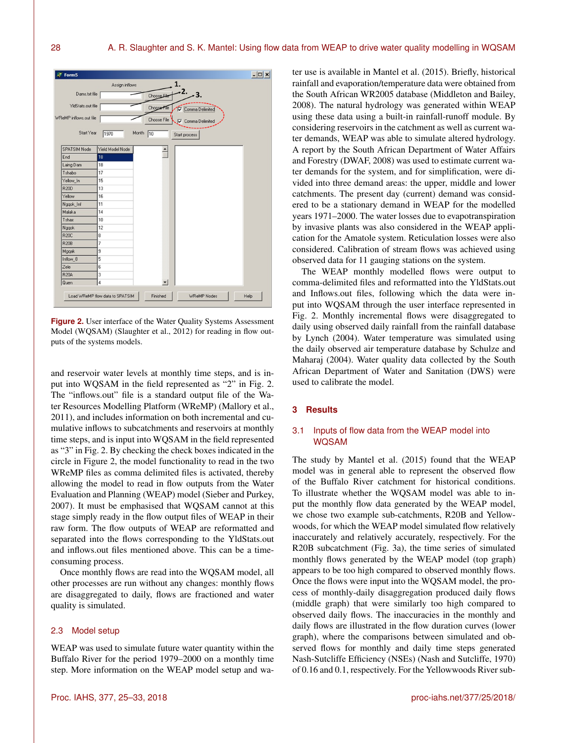**Figure 2.** User interface of the Water Quality Systems Assessment Model (WQSAM) (Slaughter et al., 2012) for reading in flow outputs of the systems models.

and reservoir water levels at monthly time steps, and is input into WQSAM in the field represented as "2" in Fig. 2. The "inflows.out" file is a standard output file of the Water Resources Modelling Platform (WReMP) (Mallory et al., 2011), and includes information on both incremental and cumulative inflows to subcatchments and reservoirs at monthly time steps, and is input into WQSAM in the field represented as "3" in Fig. 2. By checking the check boxes indicated in the circle in Figure 2, the model functionality to read in the two WReMP files as comma delimited files is activated, thereby allowing the model to read in flow outputs from the Water Evaluation and Planning (WEAP) model (Sieber and Purkey, 2007). It must be emphasised that WQSAM cannot at this stage simply ready in the flow output files of WEAP in their raw form. The flow outputs of WEAP are reformatted and separated into the flows corresponding to the YldStats.out and inflows.out files mentioned above. This can be a time-consuming process.

Once monthly flows are read into the WQSAM model, all other processes are run without any changes: monthly flows are disaggregated to daily, flows are fractioned and water quality is simulated.

### 2.3 Model setup

WEAP was used to simulate future water quantity within the Buffalo River for the period 1979–2000 on a monthly time step. More information on the WEAP model setup and water use is available in Mantel et al. (2015). Briefly, historical rainfall and evaporation/temperature data were obtained from the South African WR2005 database (Middleton and Bailey, 2008). The natural hydrology was generated within WEAP using these data using a built-in rainfall-runoff module. By considering reservoirs in the catchment as well as current water demands, WEAP was able to simulate altered hydrology. A report by the South African Department of Water Affairs and Forestry (DWAF, 2008) was used to estimate current water demands for the system, and for simplification, were divided into three demand areas: the upper, middle and lower catchments. The present day (current) demand was considered to be a stationary demand in WEAP for the modelled years 1971–2000. The water losses due to evapotranspiration by invasive plants was also considered in the WEAP application for the Amatole system. Reticulation losses were also considered. Calibration of stream flows was achieved using observed data for 11 gauging stations on the system.

The WEAP monthly modelled flows were output to comma-delimited files and reformatted into the YldStats.out and Inflows.out files, following which the data were input into WQSAM through the user interface represented in Fig. 2. Monthly incremental flows were disaggregated to daily using observed daily rainfall from the rainfall database by Lynch (2004). Water temperature was simulated using the daily observed air temperature database by Schulze and Maharaj (2004). Water quality data collected by the South African Department of Water and Sanitation (DWS) were used to calibrate the model.

## 3 Results

### 3.1 Inputs of flow data from the WEAP model into WQSAM

The study by Mantel et al. (2015) found that the WEAP model was in general able to represent the observed flow of the Buffalo River catchment for historical conditions. To illustrate whether the WQSAM model was able to input the monthly flow data generated by the WEAP model, we chose two example sub-catchments, R20B and Yellowwoods, for which the WEAP model simulated flow relatively inaccurately and relatively accurately, respectively. For the R20B subcatchment (Fig. 3a), the time series of simulated monthly flows generated by the WEAP model (top graph) appears to be too high compared to observed monthly flows. Once the flows were input into the WQSAM model, the process of monthly-daily disaggregation produced daily flows (middle graph) that were similarly too high compared to observed daily flows. The inaccuracies in the monthly and daily flows are illustrated in the flow duration curves (lower graph), where the comparisons between simulated and observed flows for monthly and daily time steps generated Nash-Sutcliffe Efficiency (NSEs) (Nash and Sutcliffe, 1970) of 0.16 and 0.1, respectively. For the Yellowwoods River sub-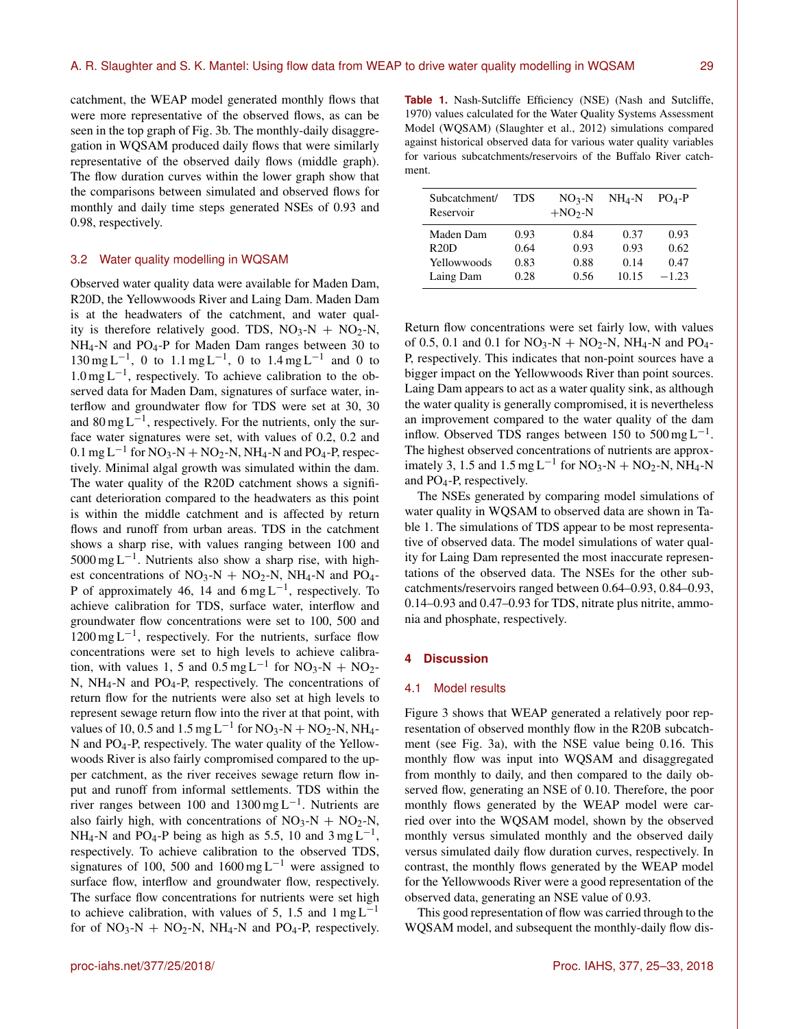catchment, the WEAP model generated monthly flows that were more representative of the observed flows, as can be seen in the top graph of Fig. 3b. The monthly-daily disaggregation in WQSAM produced daily flows that were similarly representative of the observed daily flows (middle graph). The flow duration curves within the lower graph show that the comparisons between simulated and observed flows for monthly and daily time steps generated NSEs of 0.93 and 0.98, respectively.

### 3.2 Water quality modelling in WQSAM

Observed water quality data were available for Maden Dam, R20D, the Yellowwoods River and Laing Dam. Maden Dam is at the headwaters of the catchment, and water quality is therefore relatively good. TDS, $NO_3$-N + $NO_2$-N, $NH_4$-N and $PO_4$-P for Maden Dam ranges between 30 to 130 $mg\,L^{-1}$, 0 to 1.1 $mg\,L^{-1}$, 0 to 1.4 $mg\,L^{-1}$ and 0 to 1.0 $mg\,L^{-1}$, respectively. To achieve calibration to the observed data for Maden Dam, signatures of surface water, interflow and groundwater flow for TDS were set at 30, 30 and 80 $mg\,L^{-1}$, respectively. For the nutrients, only the surface water signatures were set, with values of 0.2, 0.2 and 0.1 $mg\,L^{-1}$ for $NO_3$-N + $NO_2$-N, $NH_4$-N and $PO_4$-P, respectively. Minimal algal growth was simulated within the dam. The water quality of the R20D catchment shows a significant deterioration compared to the headwaters as this point is within the middle catchment and is affected by return flows and runoff from urban areas. TDS in the catchment shows a sharp rise, with values ranging between 100 and 5000 $mg\,L^{-1}$. Nutrients also show a sharp rise, with highest concentrations of $NO_3$-N + $NO_2$-N, $NH_4$-N and $PO_4$-P of approximately 46, 14 and 6 $mg\,L^{-1}$, respectively. To achieve calibration for TDS, surface water, interflow and groundwater flow concentrations were set to 100, 500 and 1200 $mg\,L^{-1}$, respectively. For the nutrients, surface flow concentrations were set to high levels to achieve calibration, with values 1, 5 and 0.5 $mg\,L^{-1}$ for $NO_3$-N + $NO_2$-N, $NH_4$-N and $PO_4$-P, respectively. The concentrations of return flow for the nutrients were also set at high levels to represent sewage return flow into the river at that point, with values of 10, 0.5 and 1.5 $mg\,L^{-1}$ for $NO_3$-N + $NO_2$-N, $NH_4$-N and $PO_4$-P, respectively. The water quality of the Yellowwoods River is also fairly compromised compared to the upper catchment, as the river receives sewage return flow input and runoff from informal settlements. TDS within the river ranges between 100 and 1300 $mg\,L^{-1}$. Nutrients are also fairly high, with concentrations of $NO_3$-N + $NO_2$-N, $NH_4$-N and $PO_4$-P being as high as 5.5, 10 and 3 $mg\,L^{-1}$, respectively. To achieve calibration to the observed TDS, signatures of 100, 500 and 1600 $mg\,L^{-1}$ were assigned to surface flow, interflow and groundwater flow, respectively. The surface flow concentrations for nutrients were set high to achieve calibration, with values of 5, 1.5 and 1 $mg\,L^{-1}$ for of $NO_3$-N + $NO_2$-N, $NH_4$-N and $PO_4$-P, respectively.

**Table 1.** Nash-Sutcliffe Efficiency (NSE) (Nash and Sutcliffe, 1970) values calculated for the Water Quality Systems Assessment Model (WQSAM) (Slaughter et al., 2012) simulations compared against historical observed data for various water quality variables for various subcatchments/reservoirs of the Buffalo River catchment.

| Subcatchment/ Reservoir | TDS | $NO_3$-N $+NO_2$-N | $NH_4$-N | $PO_4$-P |
|---|---|---|---|---|
| Maden Dam | 0.93 | 0.84 | 0.37 | 0.93 |
| R20D | 0.64 | 0.93 | 0.93 | 0.62 |
| Yellowwoods | 0.83 | 0.88 | 0.14 | 0.47 |
| Laing Dam | 0.28 | 0.56 | 10.15 | −1.23 |

Return flow concentrations were set fairly low, with values of 0.5, 0.1 and 0.1 for $NO_3$-N + $NO_2$-N, $NH_4$-N and $PO_4$-P, respectively. This indicates that non-point sources have a bigger impact on the Yellowwoods River than point sources. Laing Dam appears to act as a water quality sink, as although the water quality is generally compromised, it is nevertheless an improvement compared to the water quality of the dam inflow. Observed TDS ranges between 150 to 500 $mg\,L^{-1}$. The highest observed concentrations of nutrients are approximately 3, 1.5 and 1.5 $mg\,L^{-1}$ for $NO_3$-N + $NO_2$-N, $NH_4$-N and $PO_4$-P, respectively.

The NSEs generated by comparing model simulations of water quality in WQSAM to observed data are shown in Table 1. The simulations of TDS appear to be most representative of observed data. The model simulations of water quality for Laing Dam represented the most inaccurate representations of the observed data. The NSEs for the other subcatchments/reservoirs ranged between 0.64–0.93, 0.84–0.93, 0.14–0.93 and 0.47–0.93 for TDS, nitrate plus nitrite, ammonia and phosphate, respectively.

## 4 Discussion

### 4.1 Model results

Figure 3 shows that WEAP generated a relatively poor representation of observed monthly flow in the R20B subcatchment (see Fig. 3a), with the NSE value being 0.16. This monthly flow was input into WQSAM and disaggregated from monthly to daily, and then compared to the daily observed flow, generating an NSE of 0.10. Therefore, the poor monthly flows generated by the WEAP model were carried over into the WQSAM model, shown by the observed monthly versus simulated monthly and the observed daily versus simulated daily flow duration curves, respectively. In contrast, the monthly flows generated by the WEAP model for the Yellowwoods River were a good representation of the observed data, generating an NSE value of 0.93.

This good representation of flow was carried through to the WQSAM model, and subsequent the monthly-daily flow dis-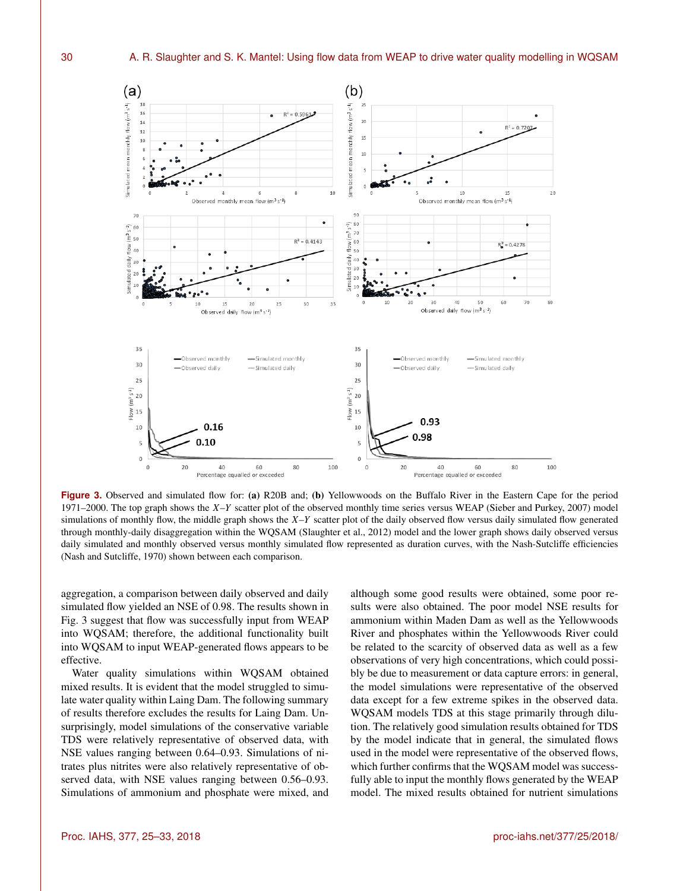Figure 3. Observed and simulated flow for: **(a)** R20B and; **(b)** Yellowwoods on the Buffalo River in the Eastern Cape for the period 1971–2000. The top graph shows the $X$–$Y$ scatter plot of the observed monthly time series versus WEAP (Sieber and Purkey, 2007) model simulations of monthly flow, the middle graph shows the $X$–$Y$ scatter plot of the daily observed flow versus daily simulated flow generated through monthly-daily disaggregation within the WQSAM (Slaughter et al., 2012) model and the lower graph shows daily observed versus daily simulated and monthly observed versus monthly simulated flow represented as duration curves, with the Nash-Sutcliffe efficiencies (Nash and Sutcliffe, 1970) shown between each comparison.

aggregation, a comparison between daily observed and daily simulated flow yielded an NSE of 0.98. The results shown in Fig. 3 suggest that flow was successfully input from WEAP into WQSAM; therefore, the additional functionality built into WQSAM to input WEAP-generated flows appears to be effective.

Water quality simulations within WQSAM obtained mixed results. It is evident that the model struggled to simulate water quality within Laing Dam. The following summary of results therefore excludes the results for Laing Dam. Unsurprisingly, model simulations of the conservative variable TDS were relatively representative of observed data, with NSE values ranging between 0.64–0.93. Simulations of nitrates plus nitrites were also relatively representative of observed data, with NSE values ranging between 0.56–0.93. Simulations of ammonium and phosphate were mixed, and although some good results were obtained, some poor results were also obtained. The poor model NSE results for ammonium within Maden Dam as well as the Yellowwoods River and phosphates within the Yellowwoods River could be related to the scarcity of observed data as well as a few observations of very high concentrations, which could possibly be due to measurement or data capture errors: in general, the model simulations were representative of the observed data except for a few extreme spikes in the observed data. WQSAM models TDS at this stage primarily through dilution. The relatively good simulation results obtained for TDS by the model indicate that in general, the simulated flows used in the model were representative of the observed flows, which further confirms that the WQSAM model was successfully able to input the monthly flows generated by the WEAP model. The mixed results obtained for nutrient simulations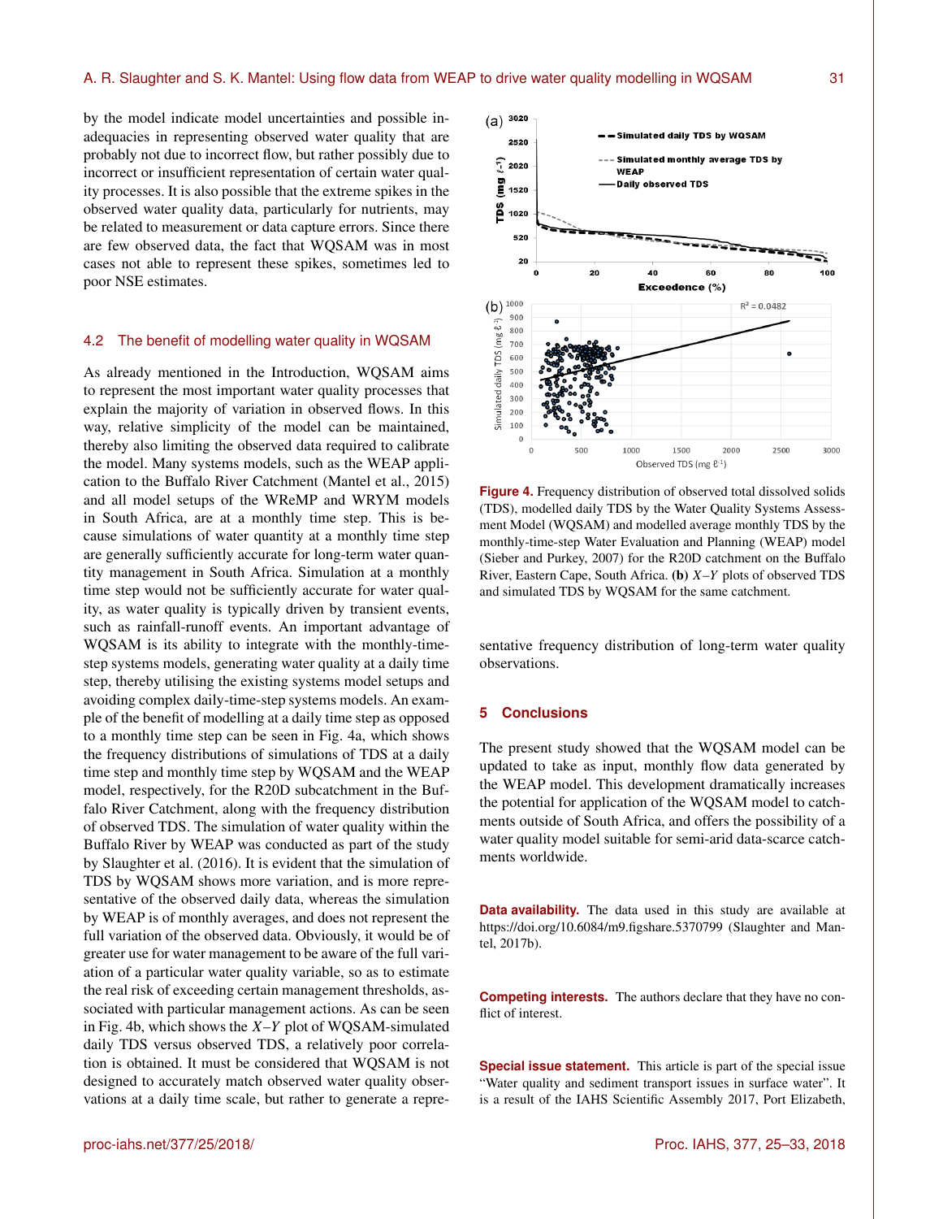by the model indicate model uncertainties and possible inadequacies in representing observed water quality that are probably not due to incorrect flow, but rather possibly due to incorrect or insufficient representation of certain water quality processes. It is also possible that the extreme spikes in the observed water quality data, particularly for nutrients, may be related to measurement or data capture errors. Since there are few observed data, the fact that WQSAM was in most cases not able to represent these spikes, sometimes led to poor NSE estimates.

## 4.2 The benefit of modelling water quality in WQSAM

As already mentioned in the Introduction, WQSAM aims to represent the most important water quality processes that explain the majority of variation in observed flows. In this way, relative simplicity of the model can be maintained, thereby also limiting the observed data required to calibrate the model. Many systems models, such as the WEAP application to the Buffalo River Catchment (Mantel et al., 2015) and all model setups of the WReMP and WRYM models in South Africa, are at a monthly time step. This is because simulations of water quantity at a monthly time step are generally sufficiently accurate for long-term water quantity management in South Africa. Simulation at a monthly time step would not be sufficiently accurate for water quality, as water quality is typically driven by transient events, such as rainfall-runoff events. An important advantage of WQSAM is its ability to integrate with the monthly-time-step systems models, generating water quality at a daily time step, thereby utilising the existing systems model setups and avoiding complex daily-time-step systems models. An example of the benefit of modelling at a daily time step as opposed to a monthly time step can be seen in Fig. 4a, which shows the frequency distributions of simulations of TDS at a daily time step and monthly time step by WQSAM and the WEAP model, respectively, for the R20D subcatchment in the Buffalo River Catchment, along with the frequency distribution of observed TDS. The simulation of water quality within the Buffalo River by WEAP was conducted as part of the study by Slaughter et al. (2016). It is evident that the simulation of TDS by WQSAM shows more variation, and is more representative of the observed daily data, whereas the simulation by WEAP is of monthly averages, and does not represent the full variation of the observed data. Obviously, it would be of greater use for water management to be aware of the full variation of a particular water quality variable, so as to estimate the real risk of exceeding certain management thresholds, associated with particular management actions. As can be seen in Fig. 4b, which shows the $X$–$Y$ plot of WQSAM-simulated daily TDS versus observed TDS, a relatively poor correlation is obtained. It must be considered that WQSAM is not designed to accurately match observed water quality observations at a daily time scale, but rather to generate a representative frequency distribution of long-term water quality observations.

**Figure 4.** Frequency distribution of observed total dissolved solids (TDS), modelled daily TDS by the Water Quality Systems Assessment Model (WQSAM) and modelled average monthly TDS by the monthly-time-step Water Evaluation and Planning (WEAP) model (Sieber and Purkey, 2007) for the R20D catchment on the Buffalo River, Eastern Cape, South Africa. **(b)** $X$–$Y$ plots of observed TDS and simulated TDS by WQSAM for the same catchment.

## 5 Conclusions

The present study showed that the WQSAM model can be updated to take as input, monthly flow data generated by the WEAP model. This development dramatically increases the potential for application of the WQSAM model to catchments outside of South Africa, and offers the possibility of a water quality model suitable for semi-arid data-scarce catchments worldwide.

**Data availability.** The data used in this study are available at https://doi.org/10.6084/m9.figshare.5370799 (Slaughter and Mantel, 2017b).

**Competing interests.** The authors declare that they have no conflict of interest.

**Special issue statement.** This article is part of the special issue "Water quality and sediment transport issues in surface water". It is a result of the IAHS Scientific Assembly 2017, Port Elizabeth,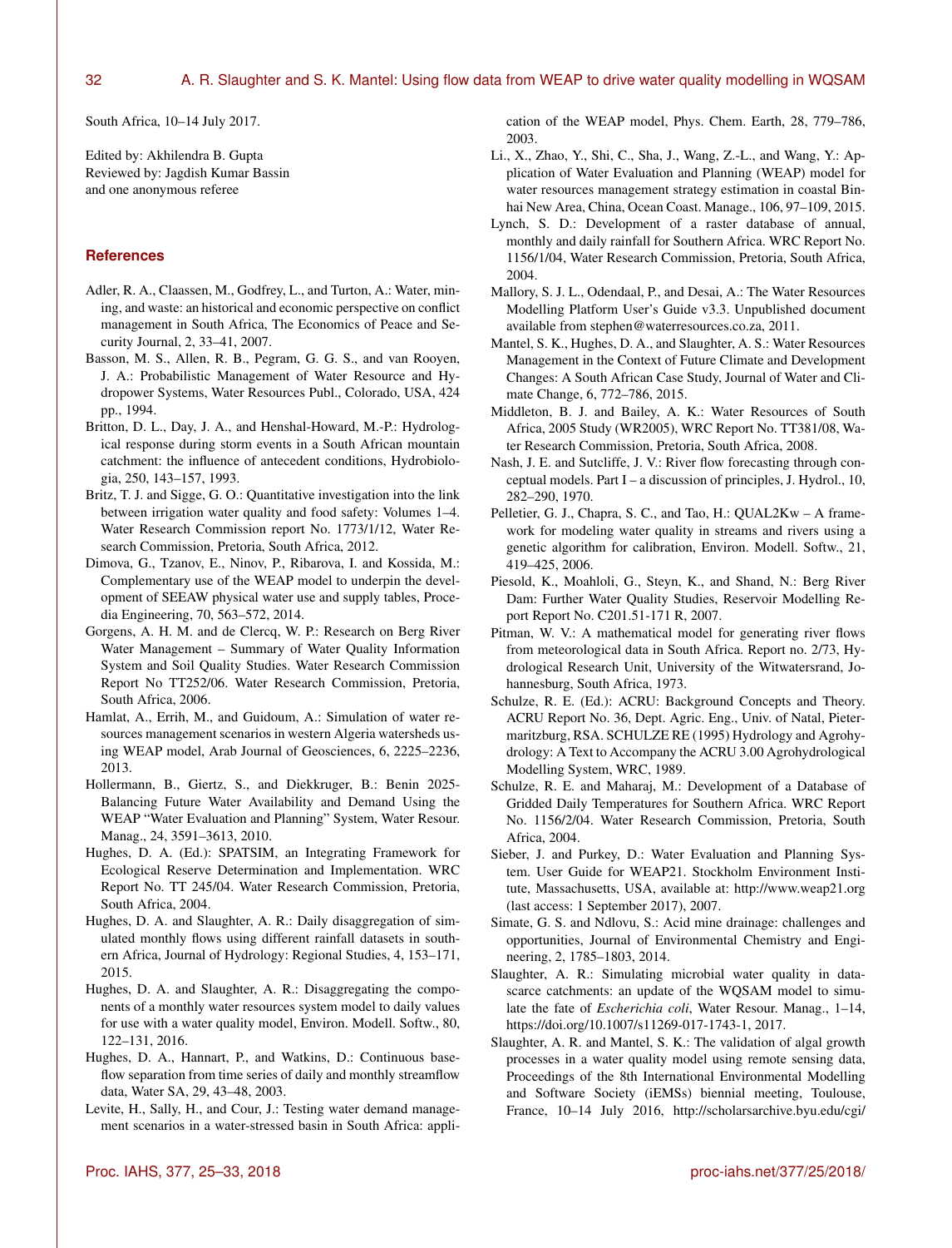South Africa, 10–14 July 2017.

Edited by: Akhilendra B. Gupta
Reviewed by: Jagdish Kumar Bassin
and one anonymous referee

## References

Adler, R. A., Claassen, M., Godfrey, L., and Turton, A.: Water, mining, and waste: an historical and economic perspective on conflict management in South Africa, The Economics of Peace and Security Journal, 2, 33–41, 2007.

Basson, M. S., Allen, R. B., Pegram, G. G. S., and van Rooyen, J. A.: Probabilistic Management of Water Resource and Hydropower Systems, Water Resources Publ., Colorado, USA, 424 pp., 1994.

Britton, D. L., Day, J. A., and Henshal-Howard, M.-P.: Hydrological response during storm events in a South African mountain catchment: the influence of antecedent conditions, Hydrobiologia, 250, 143–157, 1993.

Britz, T. J. and Sigge, G. O.: Quantitative investigation into the link between irrigation water quality and food safety: Volumes 1–4. Water Research Commission report No. 1773/1/12, Water Research Commission, Pretoria, South Africa, 2012.

Dimova, G., Tzanov, E., Ninov, P., Ribarova, I. and Kossida, M.: Complementary use of the WEAP model to underpin the development of SEEAW physical water use and supply tables, Procedia Engineering, 70, 563–572, 2014.

Gorgens, A. H. M. and de Clercq, W. P.: Research on Berg River Water Management – Summary of Water Quality Information System and Soil Quality Studies. Water Research Commission Report No TT252/06. Water Research Commission, Pretoria, South Africa, 2006.

Hamlat, A., Errih, M., and Guidoum, A.: Simulation of water resources management scenarios in western Algeria watersheds using WEAP model, Arab Journal of Geosciences, 6, 2225–2236, 2013.

Hollermann, B., Giertz, S., and Diekkruger, B.: Benin 2025-Balancing Future Water Availability and Demand Using the WEAP "Water Evaluation and Planning" System, Water Resour. Manag., 24, 3591–3613, 2010.

Hughes, D. A. (Ed.): SPATSIM, an Integrating Framework for Ecological Reserve Determination and Implementation. WRC Report No. TT 245/04. Water Research Commission, Pretoria, South Africa, 2004.

Hughes, D. A. and Slaughter, A. R.: Daily disaggregation of simulated monthly flows using different rainfall datasets in southern Africa, Journal of Hydrology: Regional Studies, 4, 153–171, 2015.

Hughes, D. A. and Slaughter, A. R.: Disaggregating the components of a monthly water resources system model to daily values for use with a water quality model, Environ. Modell. Softw., 80, 122–131, 2016.

Hughes, D. A., Hannart, P., and Watkins, D.: Continuous baseflow separation from time series of daily and monthly streamflow data, Water SA, 29, 43–48, 2003.

Levite, H., Sally, H., and Cour, J.: Testing water demand management scenarios in a water-stressed basin in South Africa: application of the WEAP model, Phys. Chem. Earth, 28, 779–786, 2003.

Li., X., Zhao, Y., Shi, C., Sha, J., Wang, Z.-L., and Wang, Y.: Application of Water Evaluation and Planning (WEAP) model for water resources management strategy estimation in coastal Binhai New Area, China, Ocean Coast. Manage., 106, 97–109, 2015.

Lynch, S. D.: Development of a raster database of annual, monthly and daily rainfall for Southern Africa. WRC Report No. 1156/1/04, Water Research Commission, Pretoria, South Africa, 2004.

Mallory, S. J. L., Odendaal, P., and Desai, A.: The Water Resources Modelling Platform User's Guide v3.3. Unpublished document available from stephen@waterresources.co.za, 2011.

Mantel, S. K., Hughes, D. A., and Slaughter, A. S.: Water Resources Management in the Context of Future Climate and Development Changes: A South African Case Study, Journal of Water and Climate Change, 6, 772–786, 2015.

Middleton, B. J. and Bailey, A. K.: Water Resources of South Africa, 2005 Study (WR2005), WRC Report No. TT381/08, Water Research Commission, Pretoria, South Africa, 2008.

Nash, J. E. and Sutcliffe, J. V.: River flow forecasting through conceptual models. Part I – a discussion of principles, J. Hydrol., 10, 282–290, 1970.

Pelletier, G. J., Chapra, S. C., and Tao, H.: QUAL2Kw – A framework for modeling water quality in streams and rivers using a genetic algorithm for calibration, Environ. Modell. Softw., 21, 419–425, 2006.

Piesold, K., Moahloli, G., Steyn, K., and Shand, N.: Berg River Dam: Further Water Quality Studies, Reservoir Modelling Report Report No. C201.51-171 R, 2007.

Pitman, W. V.: A mathematical model for generating river flows from meteorological data in South Africa. Report no. 2/73, Hydrological Research Unit, University of the Witwatersrand, Johannesburg, South Africa, 1973.

Schulze, R. E. (Ed.): ACRU: Background Concepts and Theory. ACRU Report No. 36, Dept. Agric. Eng., Univ. of Natal, Pietermaritzburg, RSA. SCHULZE RE (1995) Hydrology and Agrohydrology: A Text to Accompany the ACRU 3.00 Agrohydrological Modelling System, WRC, 1989.

Schulze, R. E. and Maharaj, M.: Development of a Database of Gridded Daily Temperatures for Southern Africa. WRC Report No. 1156/2/04. Water Research Commission, Pretoria, South Africa, 2004.

Sieber, J. and Purkey, D.: Water Evaluation and Planning System. User Guide for WEAP21. Stockholm Environment Institute, Massachusetts, USA, available at: http://www.weap21.org (last access: 1 September 2017), 2007.

Simate, G. S. and Ndlovu, S.: Acid mine drainage: challenges and opportunities, Journal of Environmental Chemistry and Engineering, 2, 1785–1803, 2014.

Slaughter, A. R.: Simulating microbial water quality in data-scarce catchments: an update of the WQSAM model to simulate the fate of *Escherichia coli*, Water Resour. Manag., 1–14, https://doi.org/10.1007/s11269-017-1743-1, 2017.

Slaughter, A. R. and Mantel, S. K.: The validation of algal growth processes in a water quality model using remote sensing data, Proceedings of the 8th International Environmental Modelling and Software Society (iEMSs) biennial meeting, Toulouse, France, 10–14 July 2016, http://scholarsarchive.byu.edu/cgi/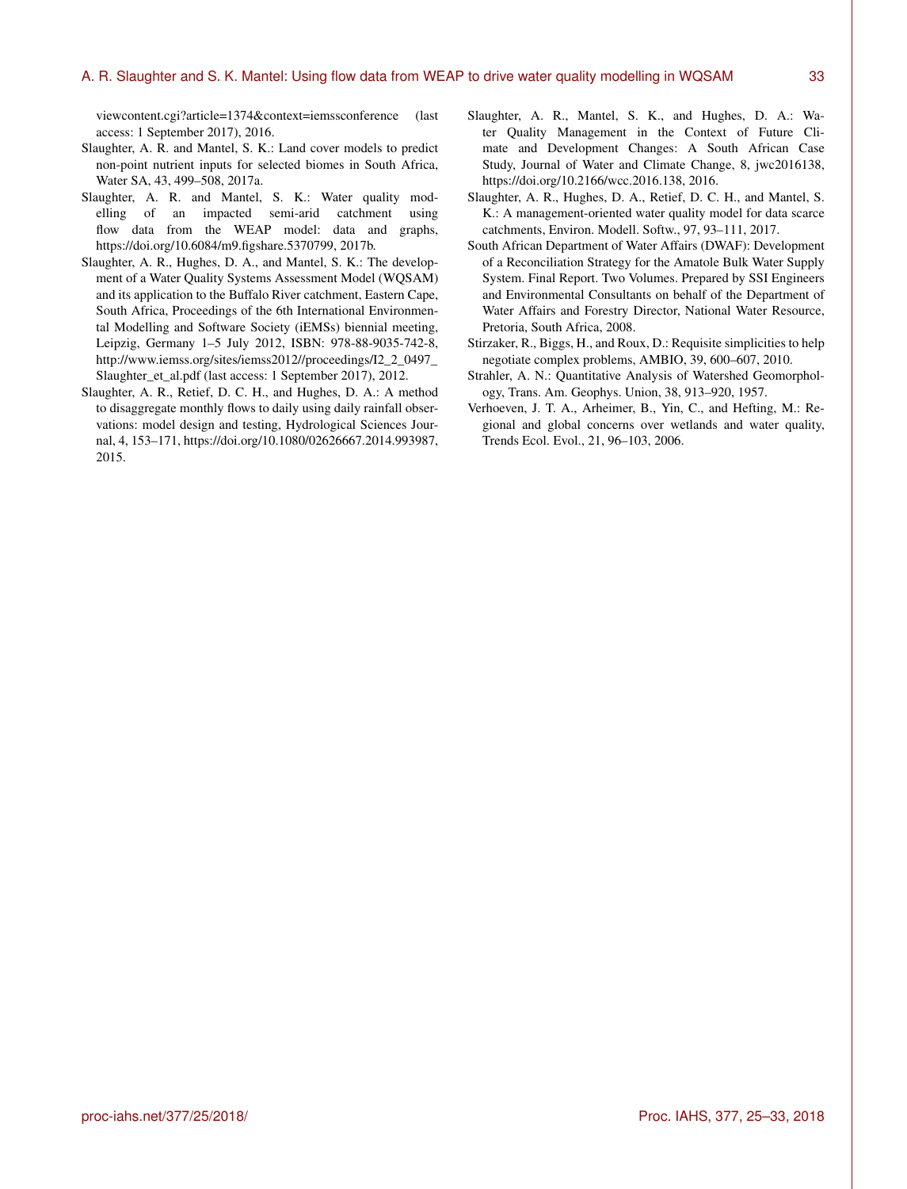viewcontent.cgi?article=1374&context=iemssconference (last access: 1 September 2017), 2016.

Slaughter, A. R. and Mantel, S. K.: Land cover models to predict non-point nutrient inputs for selected biomes in South Africa, Water SA, 43, 499–508, 2017a.

Slaughter, A. R. and Mantel, S. K.: Water quality modelling of an impacted semi-arid catchment using flow data from the WEAP model: data and graphs, https://doi.org/10.6084/m9.figshare.5370799, 2017b.

Slaughter, A. R., Hughes, D. A., and Mantel, S. K.: The development of a Water Quality Systems Assessment Model (WQSAM) and its application to the Buffalo River catchment, Eastern Cape, South Africa, Proceedings of the 6th International Environmental Modelling and Software Society (iEMSs) biennial meeting, Leipzig, Germany 1–5 July 2012, ISBN: 978-88-9035-742-8, http://www.iemss.org/sites/iemss2012//proceedings/I2_2_0497_Slaughter_et_al.pdf (last access: 1 September 2017), 2012.

Slaughter, A. R., Retief, D. C. H., and Hughes, D. A.: A method to disaggregate monthly flows to daily using daily rainfall observations: model design and testing, Hydrological Sciences Journal, 4, 153–171, https://doi.org/10.1080/02626667.2014.993987, 2015.

Slaughter, A. R., Mantel, S. K., and Hughes, D. A.: Water Quality Management in the Context of Future Climate and Development Changes: A South African Case Study, Journal of Water and Climate Change, 8, jwc2016138, https://doi.org/10.2166/wcc.2016.138, 2016.

Slaughter, A. R., Hughes, D. A., Retief, D. C. H., and Mantel, S. K.: A management-oriented water quality model for data scarce catchments, Environ. Modell. Softw., 97, 93–111, 2017.

South African Department of Water Affairs (DWAF): Development of a Reconciliation Strategy for the Amatole Bulk Water Supply System. Final Report. Two Volumes. Prepared by SSI Engineers and Environmental Consultants on behalf of the Department of Water Affairs and Forestry Director, National Water Resource, Pretoria, South Africa, 2008.

Stirzaker, R., Biggs, H., and Roux, D.: Requisite simplicities to help negotiate complex problems, AMBIO, 39, 600–607, 2010.

Strahler, A. N.: Quantitative Analysis of Watershed Geomorphology, Trans. Am. Geophys. Union, 38, 913–920, 1957.

Verhoeven, J. T. A., Arheimer, B., Yin, C., and Hefting, M.: Regional and global concerns over wetlands and water quality, Trends Ecol. Evol., 21, 96–103, 2006.